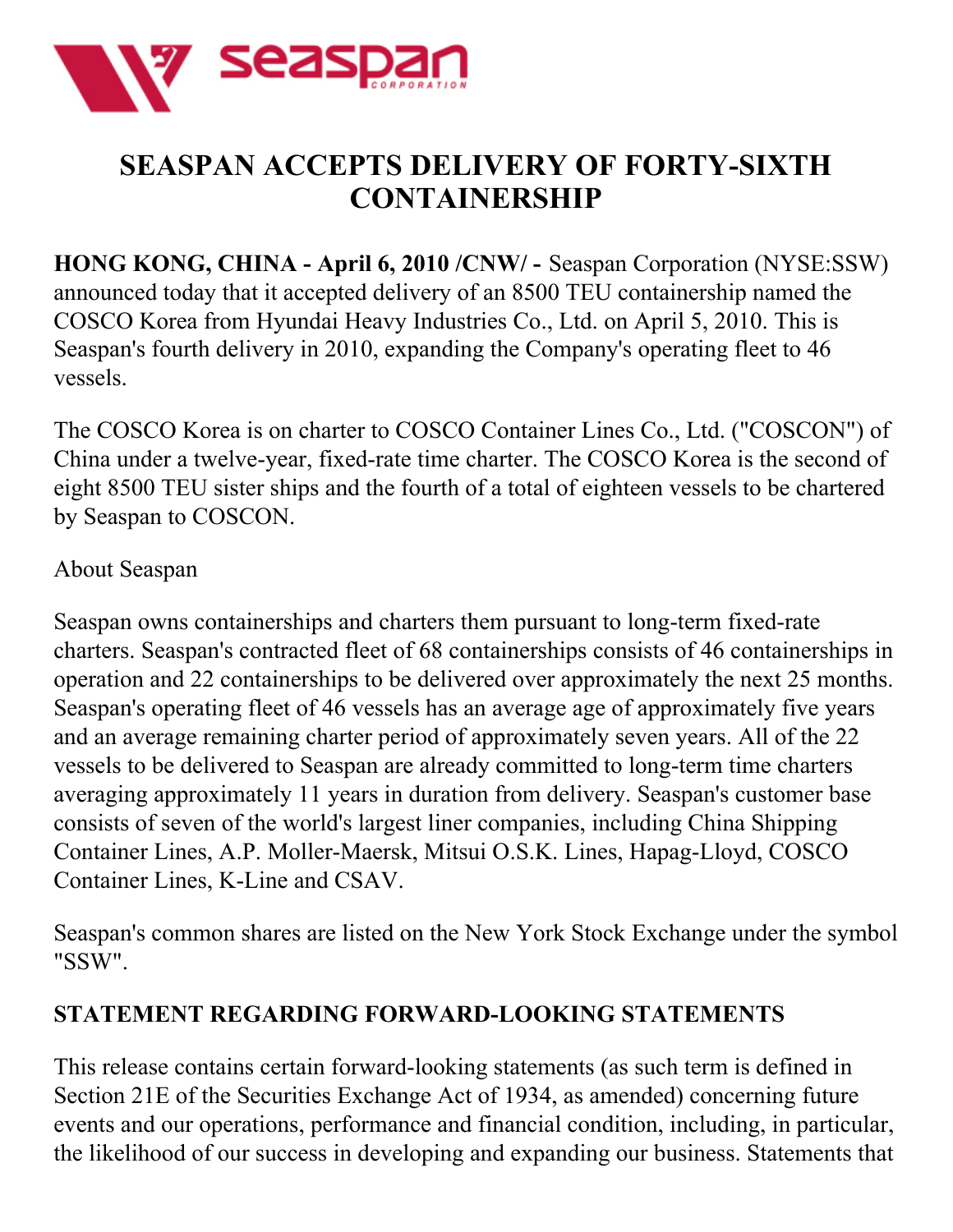# SEASPAN ACCEPTS DELIVERY OF FORTY-SIXTH CONTAINERSHIP

**HONG KONG, CHINA - April 6, 2010 /CNW/ -** Seaspan Corporation (NYSE:SSW) announced today that it accepted delivery of an 8500 TEU containership named the COSCO Korea from Hyundai Heavy Industries Co., Ltd. on April 5, 2010. This is Seaspan's fourth delivery in 2010, expanding the Company's operating fleet to 46 vessels.

The COSCO Korea is on charter to COSCO Container Lines Co., Ltd. ("COSCON") of China under a twelve-year, fixed-rate time charter. The COSCO Korea is the second of eight 8500 TEU sister ships and the fourth of a total of eighteen vessels to be chartered by Seaspan to COSCON.

About Seaspan

Seaspan owns containerships and charters them pursuant to long-term fixed-rate charters. Seaspan's contracted fleet of 68 containerships consists of 46 containerships in operation and 22 containerships to be delivered over approximately the next 25 months. Seaspan's operating fleet of 46 vessels has an average age of approximately five years and an average remaining charter period of approximately seven years. All of the 22 vessels to be delivered to Seaspan are already committed to long-term time charters averaging approximately 11 years in duration from delivery. Seaspan's customer base consists of seven of the world's largest liner companies, including China Shipping Container Lines, A.P. Moller-Maersk, Mitsui O.S.K. Lines, Hapag-Lloyd, COSCO Container Lines, K-Line and CSAV.

Seaspan's common shares are listed on the New York Stock Exchange under the symbol "SSW".

## STATEMENT REGARDING FORWARD-LOOKING STATEMENTS

This release contains certain forward-looking statements (as such term is defined in Section 21E of the Securities Exchange Act of 1934, as amended) concerning future events and our operations, performance and financial condition, including, in particular, the likelihood of our success in developing and expanding our business. Statements that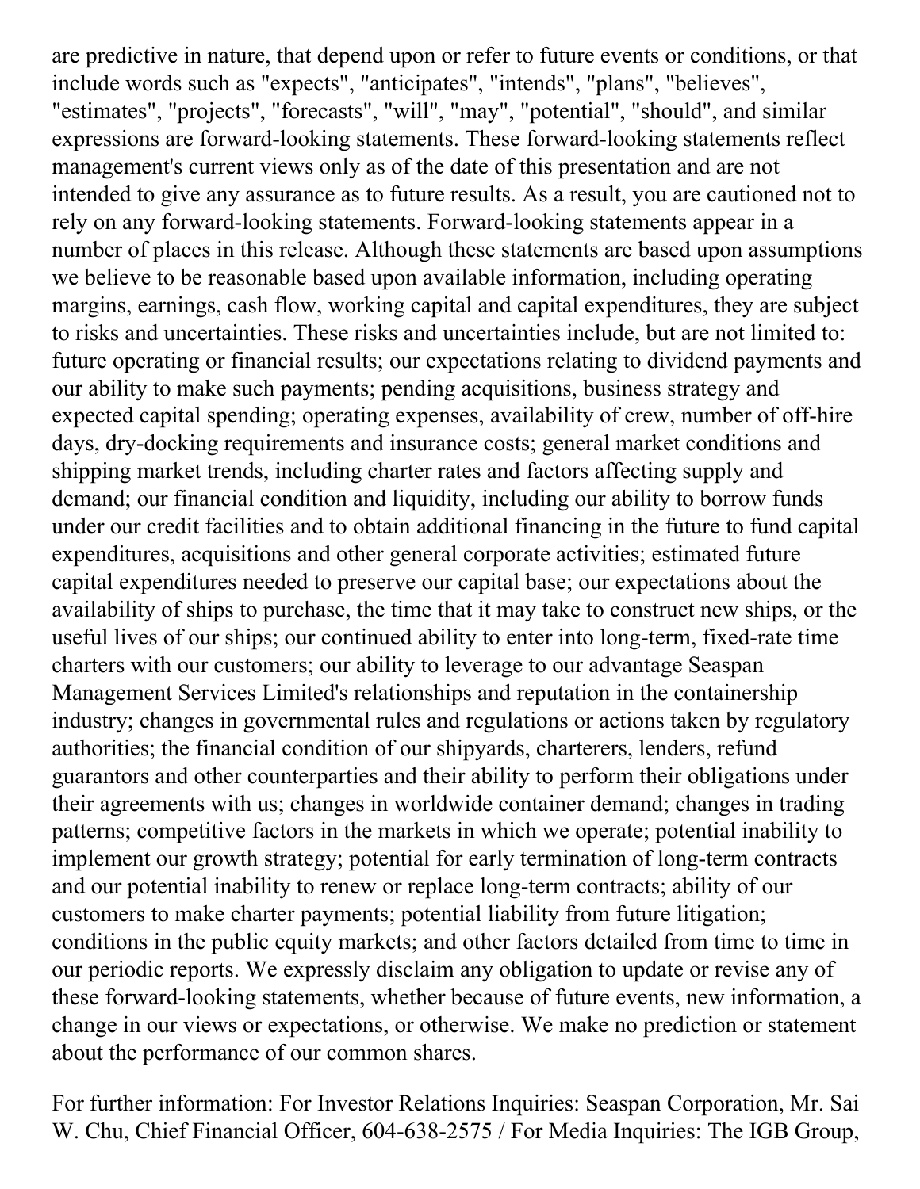are predictive in nature, that depend upon or refer to future events or conditions, or that include words such as "expects", "anticipates", "intends", "plans", "believes", "estimates", "projects", "forecasts", "will", "may", "potential", "should", and similar expressions are forward-looking statements. These forward-looking statements reflect management's current views only as of the date of this presentation and are not intended to give any assurance as to future results. As a result, you are cautioned not to rely on any forward-looking statements. Forward-looking statements appear in a number of places in this release. Although these statements are based upon assumptions we believe to be reasonable based upon available information, including operating margins, earnings, cash flow, working capital and capital expenditures, they are subject to risks and uncertainties. These risks and uncertainties include, but are not limited to: future operating or financial results; our expectations relating to dividend payments and our ability to make such payments; pending acquisitions, business strategy and expected capital spending; operating expenses, availability of crew, number of off-hire days, dry-docking requirements and insurance costs; general market conditions and shipping market trends, including charter rates and factors affecting supply and demand; our financial condition and liquidity, including our ability to borrow funds under our credit facilities and to obtain additional financing in the future to fund capital expenditures, acquisitions and other general corporate activities; estimated future capital expenditures needed to preserve our capital base; our expectations about the availability of ships to purchase, the time that it may take to construct new ships, or the useful lives of our ships; our continued ability to enter into long-term, fixed-rate time charters with our customers; our ability to leverage to our advantage Seaspan Management Services Limited's relationships and reputation in the containership industry; changes in governmental rules and regulations or actions taken by regulatory authorities; the financial condition of our shipyards, charterers, lenders, refund guarantors and other counterparties and their ability to perform their obligations under their agreements with us; changes in worldwide container demand; changes in trading patterns; competitive factors in the markets in which we operate; potential inability to implement our growth strategy; potential for early termination of long-term contracts and our potential inability to renew or replace long-term contracts; ability of our customers to make charter payments; potential liability from future litigation; conditions in the public equity markets; and other factors detailed from time to time in our periodic reports. We expressly disclaim any obligation to update or revise any of these forward-looking statements, whether because of future events, new information, a change in our views or expectations, or otherwise. We make no prediction or statement about the performance of our common shares.

For further information: For Investor Relations Inquiries: Seaspan Corporation, Mr. Sai W. Chu, Chief Financial Officer, 604-638-2575 / For Media Inquiries: The IGB Group,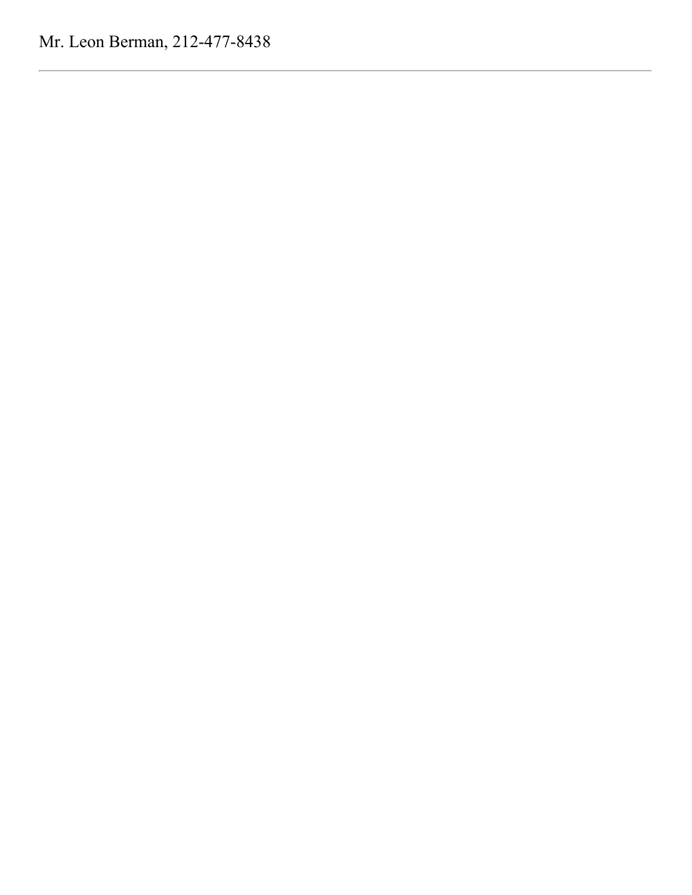Mr. Leon Berman, 212-477-8438

---